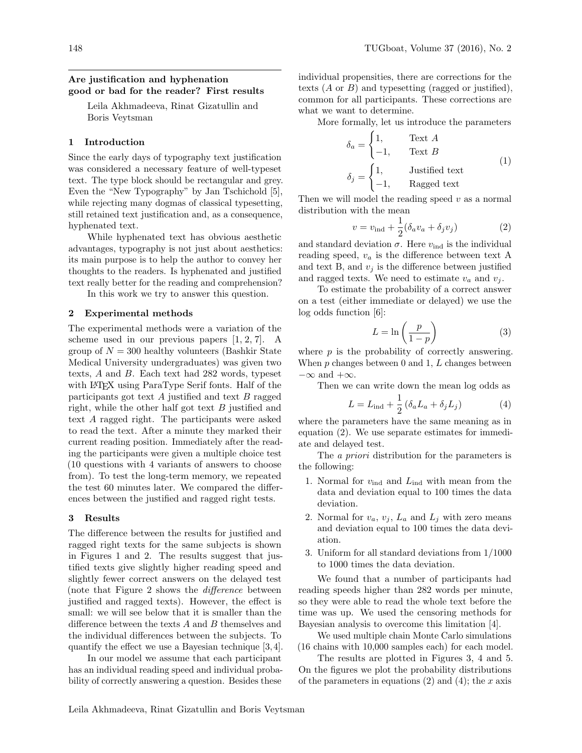# Are justification and hyphenation good or bad for the reader? First results

Leila Akhmadeeva, Rinat Gizatullin and Boris Veytsman

## 1 Introduction

Since the early days of typography text justification was considered a necessary feature of well-typeset text. The type block should be rectangular and grey. Even the "New Typography" by Jan Tschichold [5], while rejecting many dogmas of classical typesetting, still retained text justification and, as a consequence, hyphenated text.

While hyphenated text has obvious aesthetic advantages, typography is not just about aesthetics: its main purpose is to help the author to convey her thoughts to the readers. Is hyphenated and justified text really better for the reading and comprehension?

In this work we try to answer this question.

## 2 Experimental methods

The experimental methods were a variation of the scheme used in our previous papers [1, 2, 7]. A group of $N = 300$ healthy volunteers (Bashkir State Medical University undergraduates) was given two texts, $A$ and $B$. Each text had 282 words, typeset with LaTeX using ParaType Serif fonts. Half of the participants got text $A$ justified and text $B$ ragged right, while the other half got text $B$ justified and text $A$ ragged right. The participants were asked to read the text. After a minute they marked their current reading position. Immediately after the reading the participants were given a multiple choice test (10 questions with 4 variants of answers to choose from). To test the long-term memory, we repeated the test 60 minutes later. We compared the differences between the justified and ragged right tests.

## 3 Results

The difference between the results for justified and ragged right texts for the same subjects is shown in Figures 1 and 2. The results suggest that justified texts give slightly higher reading speed and slightly fewer correct answers on the delayed test (note that Figure 2 shows the *difference* between justified and ragged texts). However, the effect is small: we will see below that it is smaller than the difference between the texts $A$ and $B$ themselves and the individual differences between the subjects. To quantify the effect we use a Bayesian technique [3, 4].

In our model we assume that each participant has an individual reading speed and individual probability of correctly answering a question. Besides these individual propensities, there are corrections for the texts ($A$ or $B$) and typesetting (ragged or justified), common for all participants. These corrections are what we want to determine.

More formally, let us introduce the parameters

$$\delta_a = \begin{cases} 1, & \text{Text } A \\ -1, & \text{Text } B \end{cases}$$
$$\delta_j = \begin{cases} 1, & \text{Justified text} \\ -1, & \text{Ragged text} \end{cases} \tag{1}$$

Then we will model the reading speed $v$ as a normal distribution with the mean

$$v = v_{\text{ind}} + \frac{1}{2}(\delta_a v_a + \delta_j v_j) \tag{2}$$

and standard deviation $\sigma$. Here $v_{\text{ind}}$ is the individual reading speed, $v_a$ is the difference between text A and text B, and $v_j$ is the difference between justified and ragged texts. We need to estimate $v_a$ and $v_j$.

To estimate the probability of a correct answer on a test (either immediate or delayed) we use the log odds function [6]:

$$L = \ln\left(\frac{p}{1-p}\right) \tag{3}$$

where $p$ is the probability of correctly answering. When $p$ changes between 0 and 1, $L$ changes between $-\infty$ and $+\infty$.

Then we can write down the mean log odds as

$$L = L_{\text{ind}} + \frac{1}{2}\left(\delta_a L_a + \delta_j L_j\right) \tag{4}$$

where the parameters have the same meaning as in equation (2). We use separate estimates for immediate and delayed test.

The *a priori* distribution for the parameters is the following:

1. Normal for $v_{\text{ind}}$ and $L_{\text{ind}}$ with mean from the data and deviation equal to 100 times the data deviation.
2. Normal for $v_a$, $v_j$, $L_a$ and $L_j$ with zero means and deviation equal to 100 times the data deviation.
3. Uniform for all standard deviations from 1/1000 to 1000 times the data deviation.

We found that a number of participants had reading speeds higher than 282 words per minute, so they were able to read the whole text before the time was up. We used the censoring methods for Bayesian analysis to overcome this limitation [4].

We used multiple chain Monte Carlo simulations (16 chains with 10,000 samples each) for each model.

The results are plotted in Figures 3, 4 and 5. On the figures we plot the probability distributions of the parameters in equations (2) and (4); the $x$ axis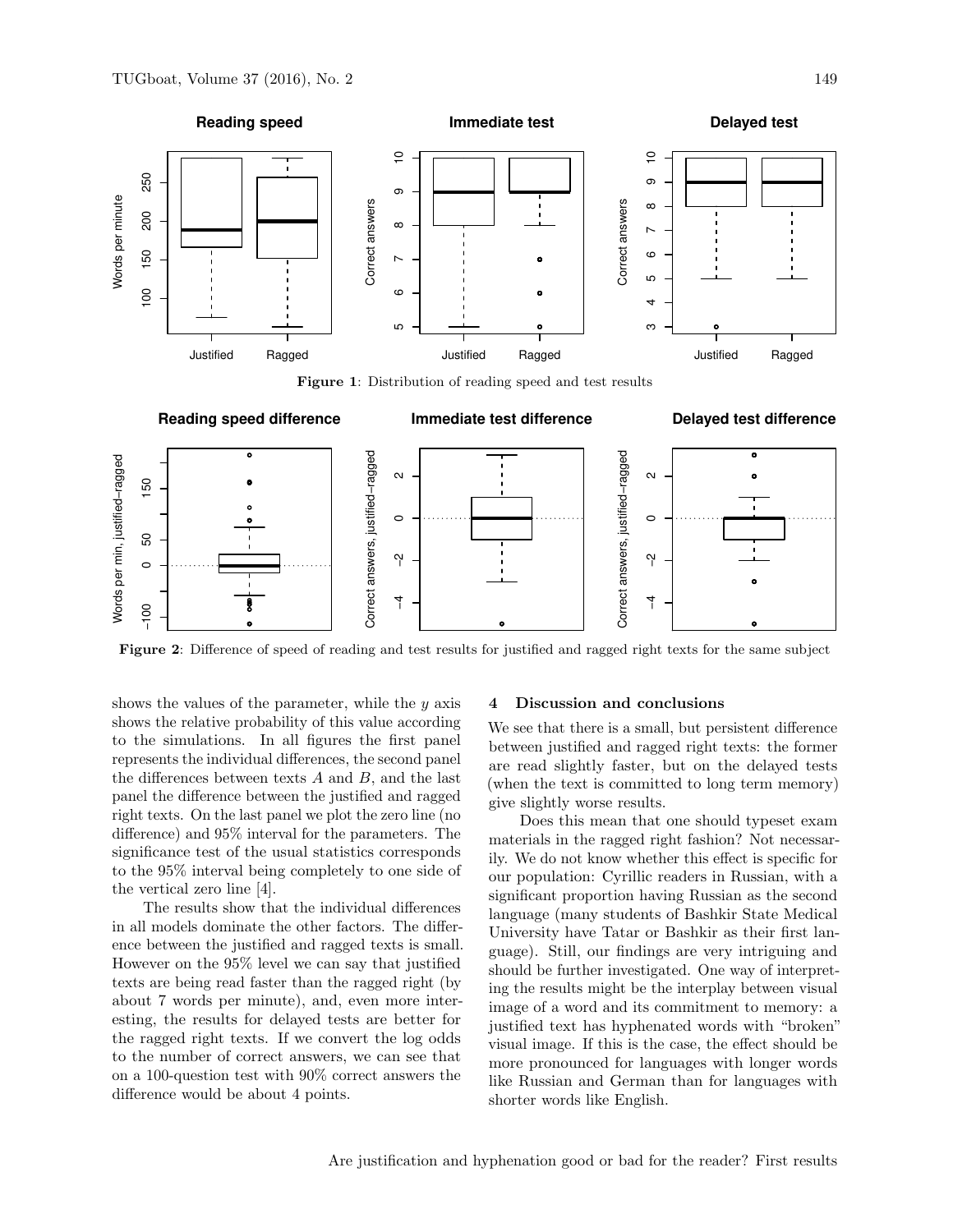**Figure 1**: Distribution of reading speed and test results

**Figure 2**: Difference of speed of reading and test results for justified and ragged right texts for the same subject

shows the values of the parameter, while the $y$ axis shows the relative probability of this value according to the simulations. In all figures the first panel represents the individual differences, the second panel the differences between texts $A$ and $B$, and the last panel the difference between the justified and ragged right texts. On the last panel we plot the zero line (no difference) and 95% interval for the parameters. The significance test of the usual statistics corresponds to the 95% interval being completely to one side of the vertical zero line [4].

The results show that the individual differences in all models dominate the other factors. The difference between the justified and ragged texts is small. However on the 95% level we can say that justified texts are being read faster than the ragged right (by about 7 words per minute), and, even more interesting, the results for delayed tests are better for the ragged right texts. If we convert the log odds to the number of correct answers, we can see that on a 100-question test with 90% correct answers the difference would be about 4 points.

## 4 Discussion and conclusions

We see that there is a small, but persistent difference between justified and ragged right texts: the former are read slightly faster, but on the delayed tests (when the text is committed to long term memory) give slightly worse results.

Does this mean that one should typeset exam materials in the ragged right fashion? Not necessarily. We do not know whether this effect is specific for our population: Cyrillic readers in Russian, with a significant proportion having Russian as the second language (many students of Bashkir State Medical University have Tatar or Bashkir as their first language). Still, our findings are very intriguing and should be further investigated. One way of interpreting the results might be the interplay between visual image of a word and its commitment to memory: a justified text has hyphenated words with "broken" visual image. If this is the case, the effect should be more pronounced for languages with longer words like Russian and German than for languages with shorter words like English.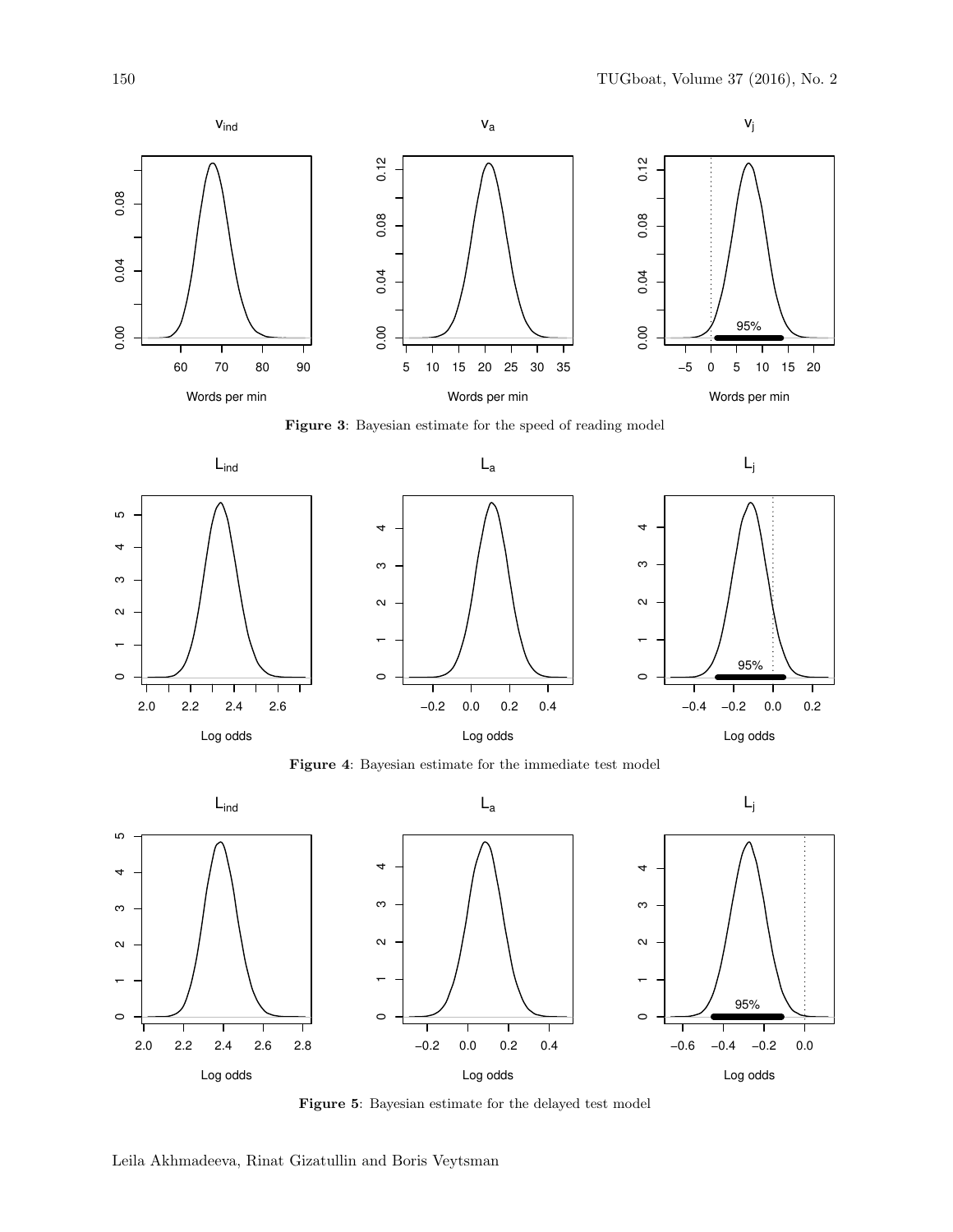**Figure 3**: Bayesian estimate for the speed of reading model

**Figure 4**: Bayesian estimate for the immediate test model

**Figure 5**: Bayesian estimate for the delayed test model

Leila Akhmadeeva, Rinat Gizatullin and Boris Veytsman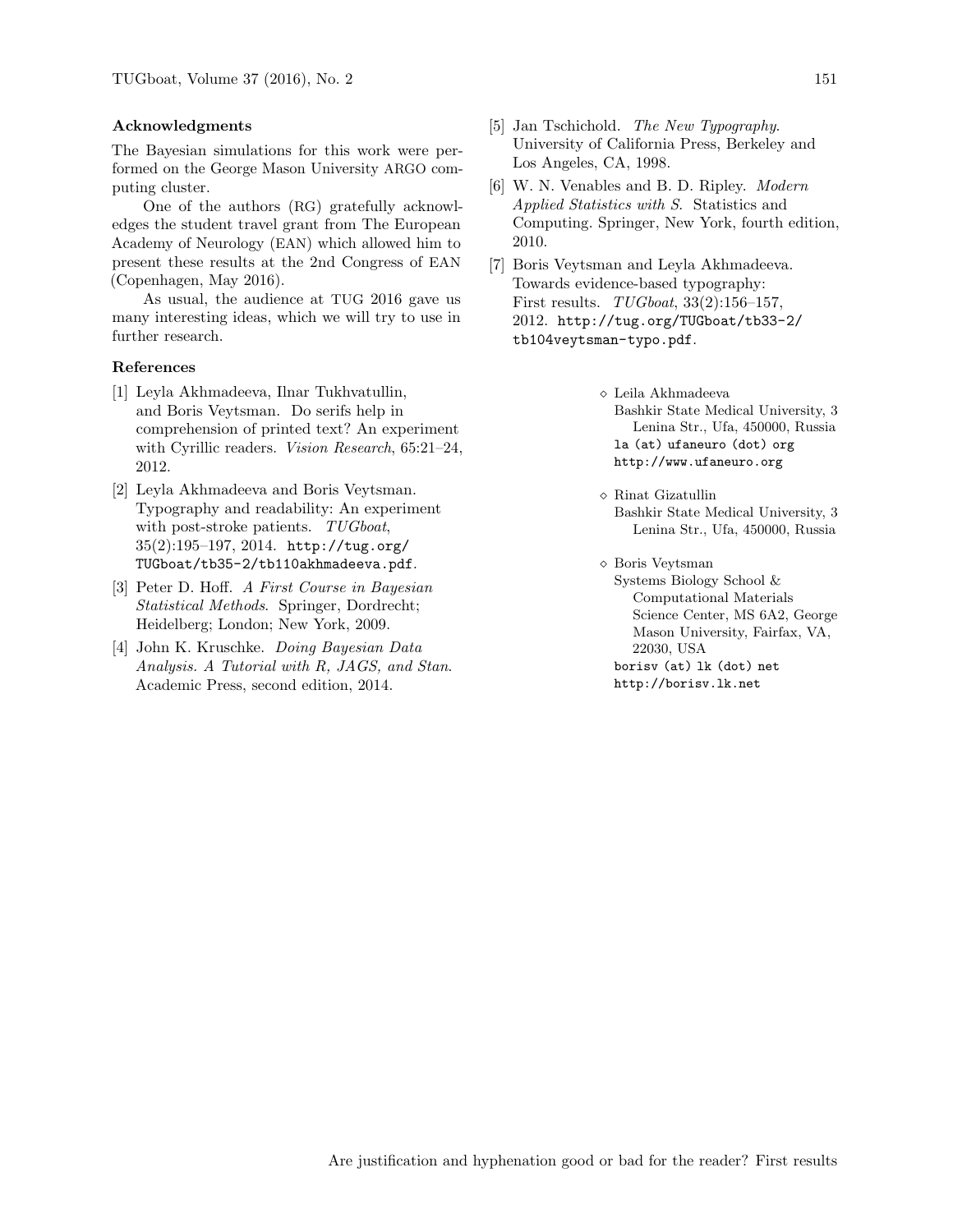### Acknowledgments

The Bayesian simulations for this work were performed on the George Mason University ARGO computing cluster.

One of the authors (RG) gratefully acknowledges the student travel grant from The European Academy of Neurology (EAN) which allowed him to present these results at the 2nd Congress of EAN (Copenhagen, May 2016).

As usual, the audience at TUG 2016 gave us many interesting ideas, which we will try to use in further research.

### References

[1] Leyla Akhmadeeva, Ilnar Tukhvatullin, and Boris Veytsman. Do serifs help in comprehension of printed text? An experiment with Cyrillic readers. *Vision Research*, 65:21–24, 2012.

[2] Leyla Akhmadeeva and Boris Veytsman. Typography and readability: An experiment with post-stroke patients. *TUGboat*, 35(2):195–197, 2014. `http://tug.org/TUGboat/tb35-2/tb110akhmadeeva.pdf`.

[3] Peter D. Hoff. *A First Course in Bayesian Statistical Methods*. Springer, Dordrecht; Heidelberg; London; New York, 2009.

[4] John K. Kruschke. *Doing Bayesian Data Analysis. A Tutorial with R, JAGS, and Stan*. Academic Press, second edition, 2014.

[5] Jan Tschichold. *The New Typography*. University of California Press, Berkeley and Los Angeles, CA, 1998.

[6] W. N. Venables and B. D. Ripley. *Modern Applied Statistics with S*. Statistics and Computing. Springer, New York, fourth edition, 2010.

[7] Boris Veytsman and Leyla Akhmadeeva. Towards evidence-based typography: First results. *TUGboat*, 33(2):156–157, 2012. `http://tug.org/TUGboat/tb33-2/tb104veytsman-typo.pdf`.

◇ Leila Akhmadeeva
Bashkir State Medical University, 3 Lenina Str., Ufa, 450000, Russia
`la (at) ufaneuro (dot) org`
`http://www.ufaneuro.org`

◇ Rinat Gizatullin
Bashkir State Medical University, 3 Lenina Str., Ufa, 450000, Russia

◇ Boris Veytsman
Systems Biology School & Computational Materials Science Center, MS 6A2, George Mason University, Fairfax, VA, 22030, USA
`borisv (at) lk (dot) net`
`http://borisv.lk.net`